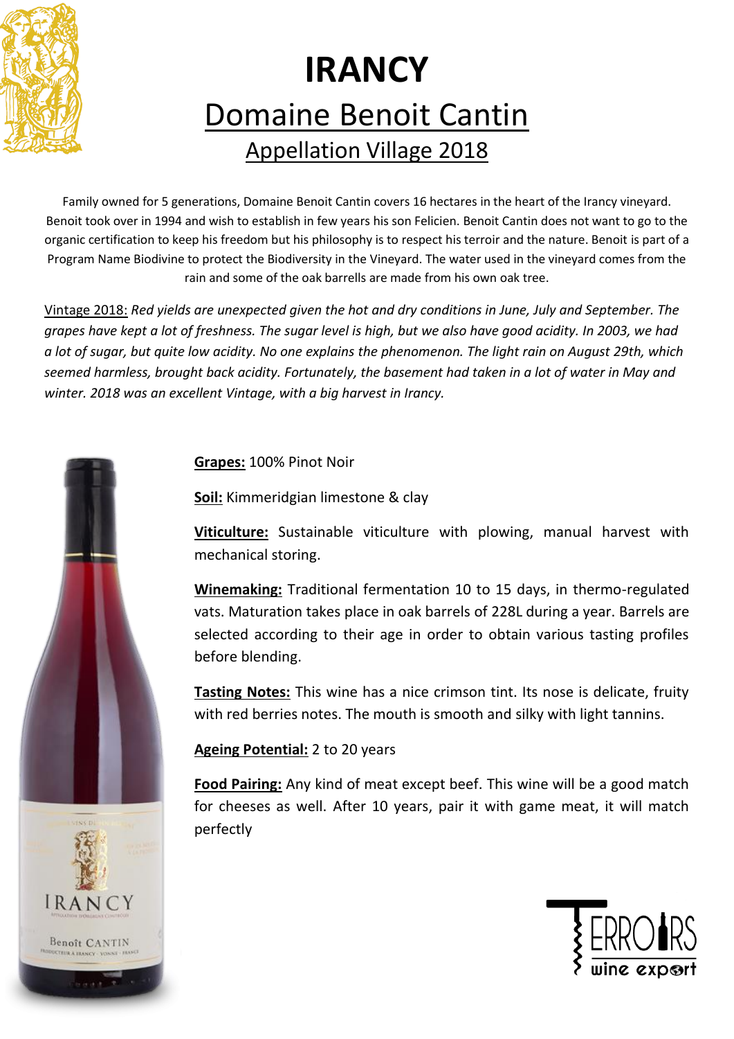# IRANCY

## Domaine Benoit Cantin

### Appellation Village 2018

Family owned for 5 generations, Domaine Benoit Cantin covers 16 hectares in the heart of the Irancy vineyard. Benoit took over in 1994 and wish to establish in few years his son Felicien. Benoit Cantin does not want to go to the organic certification to keep his freedom but his philosophy is to respect his terroir and the nature. Benoit is part of a Program Name Biodivine to protect the Biodiversity in the Vineyard. The water used in the vineyard comes from the rain and some of the oak barrells are made from his own oak tree.

Vintage 2018: *Red yields are unexpected given the hot and dry conditions in June, July and September. The grapes have kept a lot of freshness. The sugar level is high, but we also have good acidity. In 2003, we had a lot of sugar, but quite low acidity. No one explains the phenomenon. The light rain on August 29th, which seemed harmless, brought back acidity. Fortunately, the basement had taken in a lot of water in May and winter. 2018 was an excellent Vintage, with a big harvest in Irancy.*

**Grapes:** 100% Pinot Noir

**Soil:** Kimmeridgian limestone & clay

**Viticulture:** Sustainable viticulture with plowing, manual harvest with mechanical storing.

**Winemaking:** Traditional fermentation 10 to 15 days, in thermo-regulated vats. Maturation takes place in oak barrels of 228L during a year. Barrels are selected according to their age in order to obtain various tasting profiles before blending.

**Tasting Notes:** This wine has a nice crimson tint. Its nose is delicate, fruity with red berries notes. The mouth is smooth and silky with light tannins.

**Ageing Potential:** 2 to 20 years

**Food Pairing:** Any kind of meat except beef. This wine will be a good match for cheeses as well. After 10 years, pair it with game meat, it will match perfectly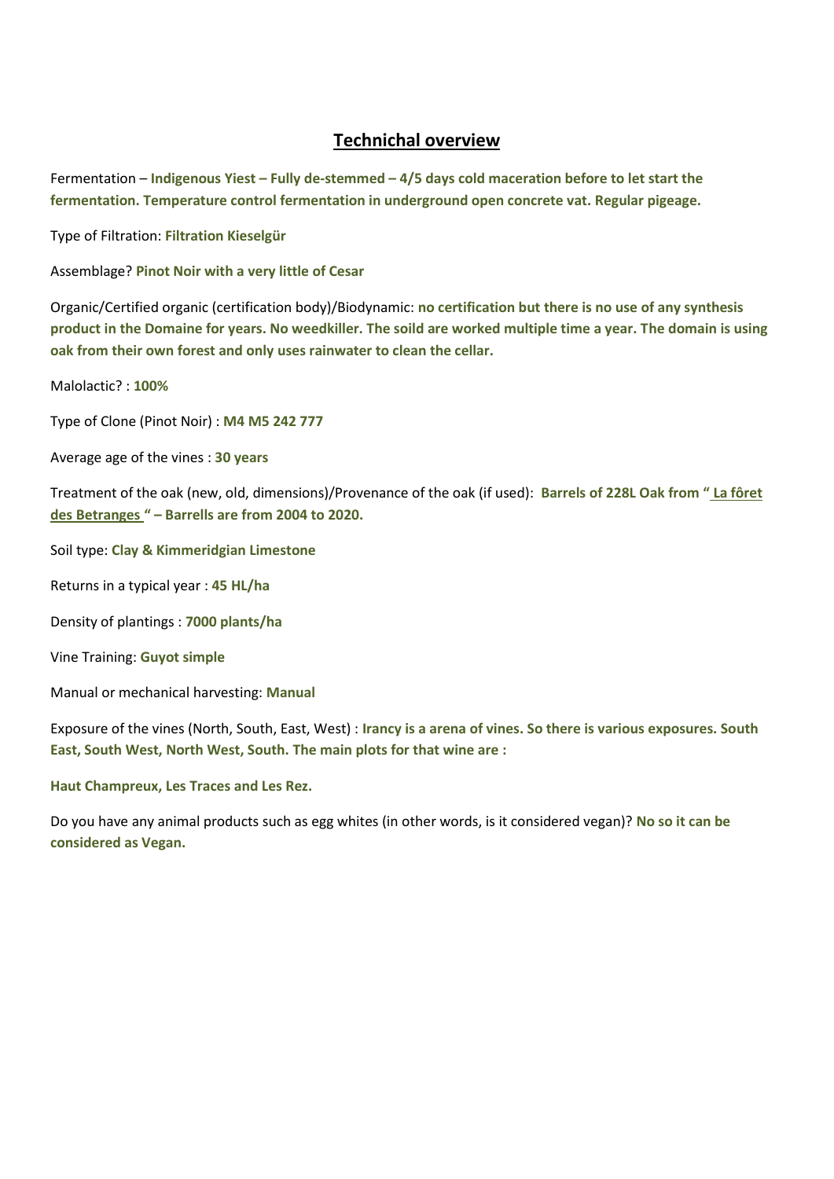## <u>Technichal overview</u>

Fermentation – **Indigenous Yiest – Fully de-stemmed – 4/5 days cold maceration before to let start the fermentation. Temperature control fermentation in underground open concrete vat. Regular pigeage.**

Type of Filtration: **Filtration Kieselgür**

Assemblage? **Pinot Noir with a very little of Cesar**

Organic/Certified organic (certification body)/Biodynamic: **no certification but there is no use of any synthesis product in the Domaine for years. No weedkiller. The soild are worked multiple time a year. The domain is using oak from their own forest and only uses rainwater to clean the cellar.**

Malolactic? : **100%**

Type of Clone (Pinot Noir) : **M4 M5 242 777**

Average age of the vines : **30 years**

Treatment of the oak (new, old, dimensions)/Provenance of the oak (if used): **Barrels of 228L Oak from " <u>La fôret des Betranges</u> " – Barrells are from 2004 to 2020.**

Soil type: **Clay & Kimmeridgian Limestone**

Returns in a typical year : **45 HL/ha**

Density of plantings : **7000 plants/ha**

Vine Training: **Guyot simple**

Manual or mechanical harvesting: **Manual**

Exposure of the vines (North, South, East, West) : **Irancy is a arena of vines. So there is various exposures. South East, South West, North West, South. The main plots for that wine are :**

**Haut Champreux, Les Traces and Les Rez.**

Do you have any animal products such as egg whites (in other words, is it considered vegan)? **No so it can be considered as Vegan.**